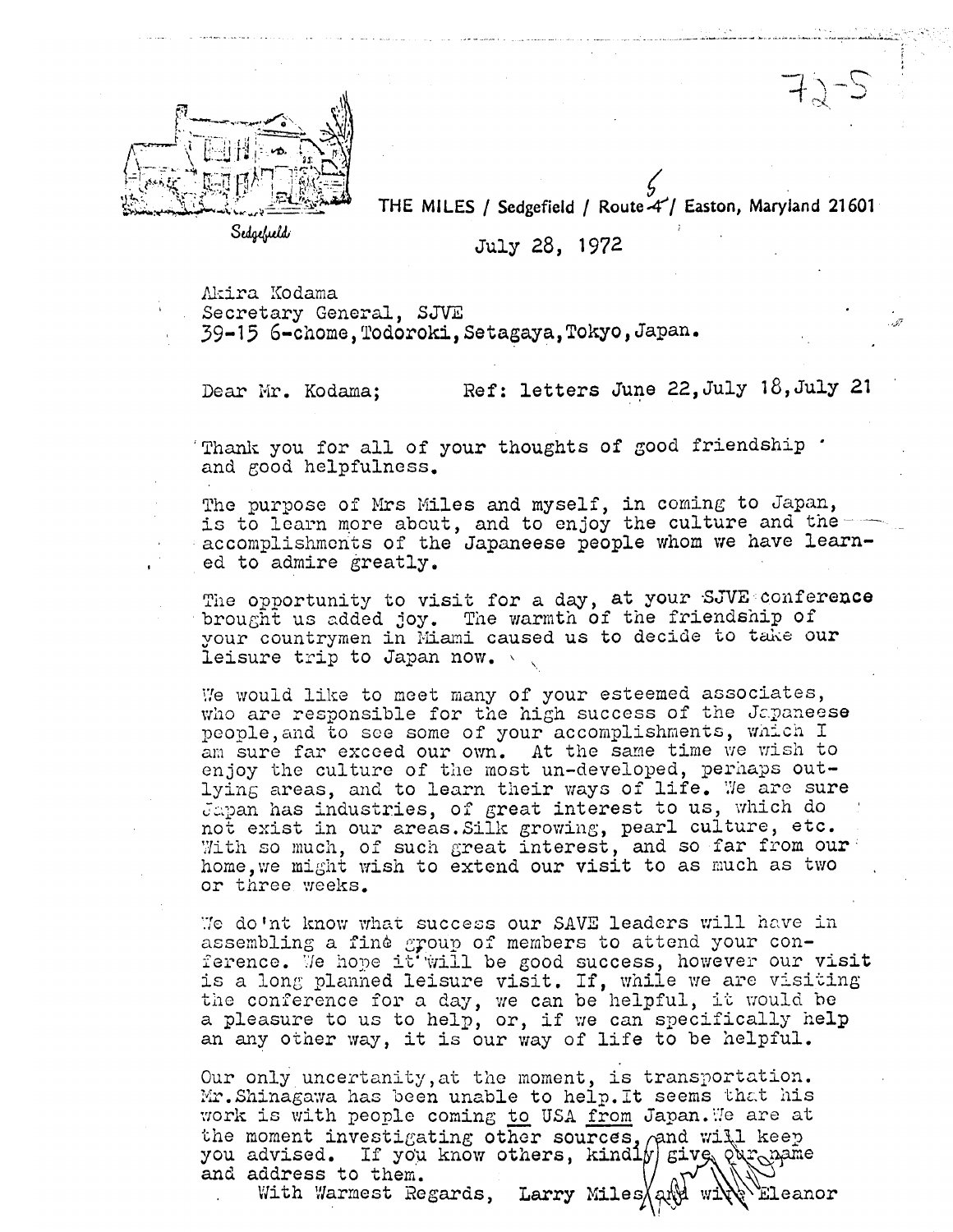72-5

Sedgefield

THE MILES / Sedgefield / Route 6 / Easton, Maryland 21601

July 28, 1972

Akira Kodama
Secretary General, SJVE
39-15 6-chome, Todoroki, Setagaya, Tokyo, Japan.

Dear Mr. Kodama;      Ref: letters June 22, July 18, July 21

Thank you for all of your thoughts of good friendship and good helpfulness.

The purpose of Mrs Miles and myself, in coming to Japan, is to learn more about, and to enjoy the culture and the accomplishments of the Japaneese people whom we have learned to admire greatly.

The opportunity to visit for a day, at your SJVE conference brought us added joy. The warmth of the friendship of your countrymen in Miami caused us to decide to take our leisure trip to Japan now.

We would like to meet many of your esteemed associates, who are responsible for the high success of the Japaneese people, and to see some of your accomplishments, which I am sure far exceed our own. At the same time we wish to enjoy the culture of the most un-developed, perhaps outlying areas, and to learn their ways of life. We are sure Japan has industries, of great interest to us, which do not exist in our areas. Silk growing, pearl culture, etc. With so much, of such great interest, and so far from our home, we might wish to extend our visit to as much as two or three weeks.

We do'nt know what success our SAVE leaders will have in assembling a fine group of members to attend your conference. We hope it will be good success, however our visit is a long planned leisure visit. If, while we are visiting the conference for a day, we can be helpful, it would be a pleasure to us to help, or, if we can specifically help an any other way, it is our way of life to be helpful.

Our only uncertanity, at the moment, is transportation. Mr. Shinagawa has been unable to help. It seems that his work is with people coming to USA from Japan. We are at the moment investigating other sources, and will keep you advised. If you know others, kindly give our name and address to them.

With Warmest Regards, Larry Miles and wife Eleanor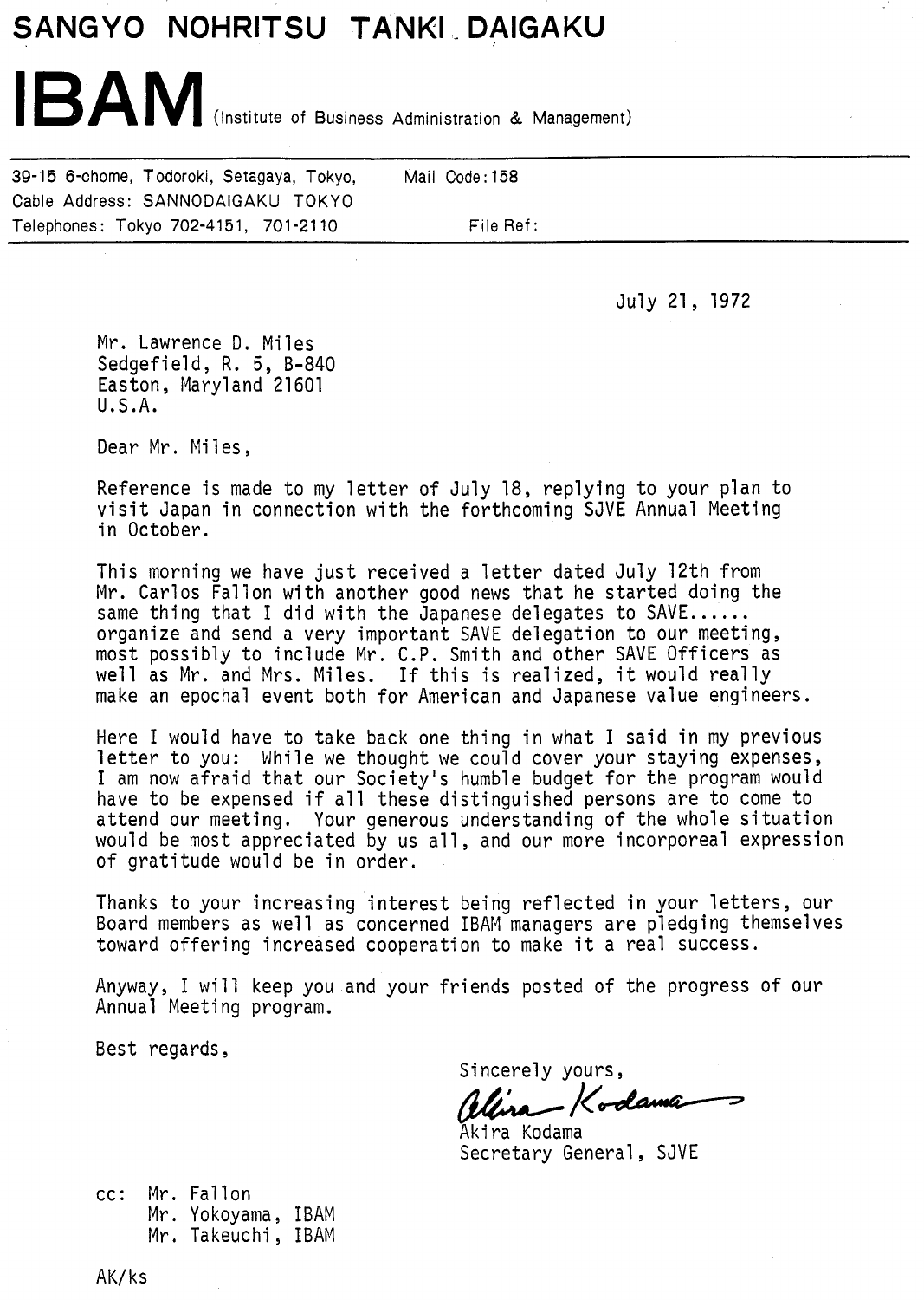# SANGYO NOHRITSU TANKI DAIGAKU

# IBAM (Institute of Business Administration & Management)

39-15 6-chome, Todoroki, Setagaya, Tokyo, Mail Code: 158
Cable Address: SANNODAIGAKU TOKYO
Telephones: Tokyo 702-4151, 701-2110 File Ref:

---

July 21, 1972

Mr. Lawrence D. Miles
Sedgefield, R. 5, B-840
Easton, Maryland 21601
U.S.A.

Dear Mr. Miles,

Reference is made to my letter of July 18, replying to your plan to visit Japan in connection with the forthcoming SJVE Annual Meeting in October.

This morning we have just received a letter dated July 12th from Mr. Carlos Fallon with another good news that he started doing the same thing that I did with the Japanese delegates to SAVE...... organize and send a very important SAVE delegation to our meeting, most possibly to include Mr. C.P. Smith and other SAVE Officers as well as Mr. and Mrs. Miles. If this is realized, it would really make an epochal event both for American and Japanese value engineers.

Here I would have to take back one thing in what I said in my previous letter to you: While we thought we could cover your staying expenses, I am now afraid that our Society's humble budget for the program would have to be expensed if all these distinguished persons are to come to attend our meeting. Your generous understanding of the whole situation would be most appreciated by us all, and our more incorporeal expression of gratitude would be in order.

Thanks to your increasing interest being reflected in your letters, our Board members as well as concerned IBAM managers are pledging themselves toward offering increased cooperation to make it a real success.

Anyway, I will keep you and your friends posted of the progress of our Annual Meeting program.

Best regards,

Sincerely yours,

Akira Kodama

Akira Kodama
Secretary General, SJVE

cc: Mr. Fallon
Mr. Yokoyama, IBAM
Mr. Takeuchi, IBAM

AK/ks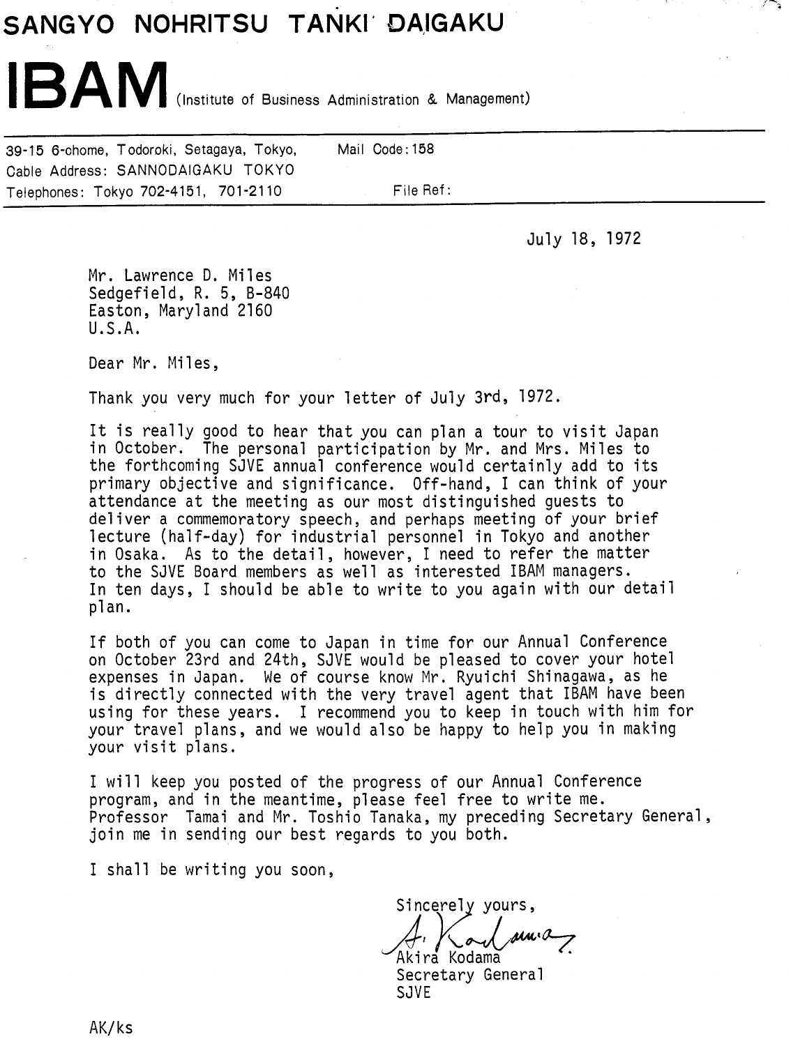# SANGYO NOHRITSU TANKI DAIGAKU

# IBAM (Institute of Business Administration & Management)

39-15 6-chome, Todoroki, Setagaya, Tokyo, Mail Code: 158
Cable Address: SANNODAIGAKU TOKYO
Telephones: Tokyo 702-4151, 701-2110 File Ref:

July 18, 1972

Mr. Lawrence D. Miles
Sedgefield, R. 5, B-840
Easton, Maryland 2160
U.S.A.

Dear Mr. Miles,

Thank you very much for your letter of July 3rd, 1972.

It is really good to hear that you can plan a tour to visit Japan in October. The personal participation by Mr. and Mrs. Miles to the forthcoming SJVE annual conference would certainly add to its primary objective and significance. Off-hand, I can think of your attendance at the meeting as our most distinguished guests to deliver a commemoratory speech, and perhaps meeting of your brief lecture (half-day) for industrial personnel in Tokyo and another in Osaka. As to the detail, however, I need to refer the matter to the SJVE Board members as well as interested IBAM managers. In ten days, I should be able to write to you again with our detail plan.

If both of you can come to Japan in time for our Annual Conference on October 23rd and 24th, SJVE would be pleased to cover your hotel expenses in Japan. We of course know Mr. Ryuichi Shinagawa, as he is directly connected with the very travel agent that IBAM have been using for these years. I recommend you to keep in touch with him for your travel plans, and we would also be happy to help you in making your visit plans.

I will keep you posted of the progress of our Annual Conference program, and in the meantime, please feel free to write me. Professor Tamai and Mr. Toshio Tanaka, my preceding Secretary General, join me in sending our best regards to you both.

I shall be writing you soon,

Sincerely yours,

Akira Kodama
Secretary General
SJVE

AK/ks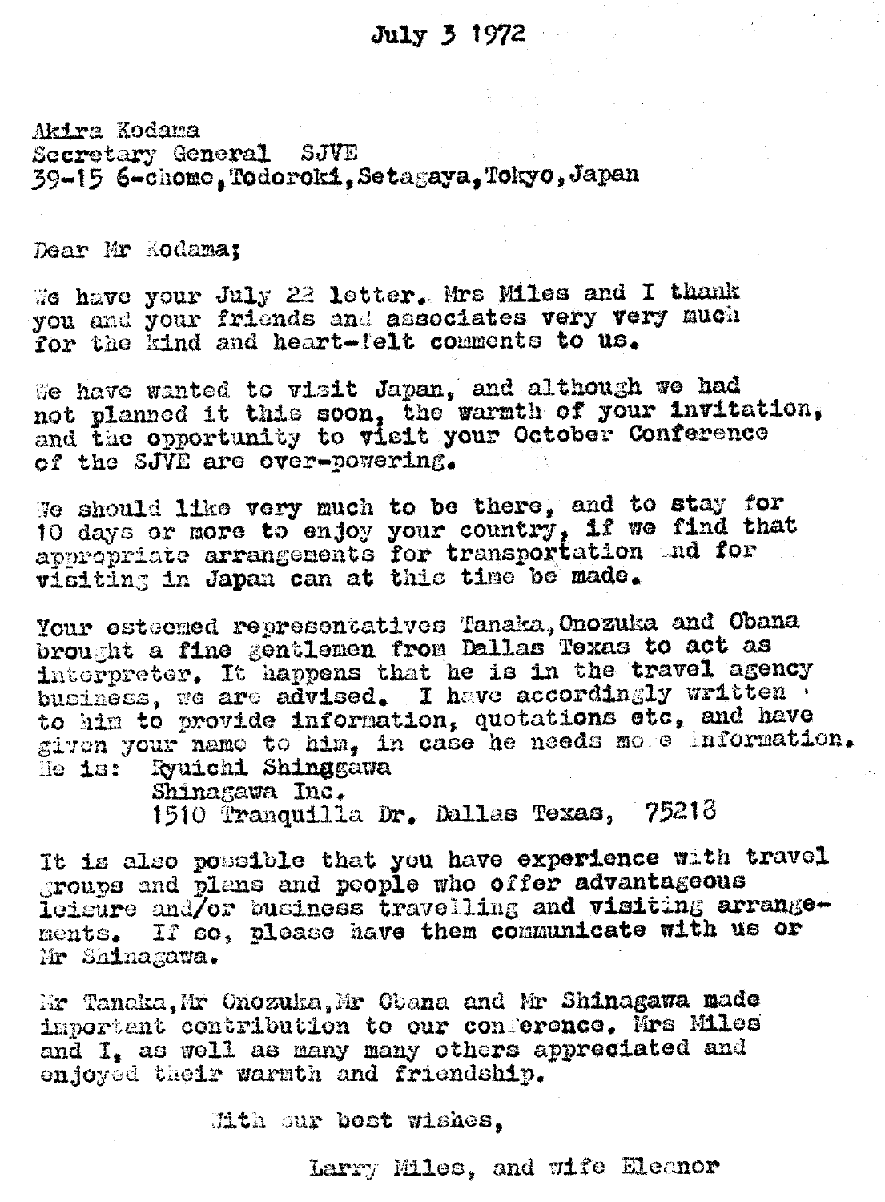July 3 1972

Akira Kodama
Secretary General SJVE
39-15 6-chome, Todoroki, Setagaya, Tokyo, Japan

Dear Mr Kodama;

We have your July 22 letter. Mrs Miles and I thank you and your friends and associates very very much for the kind and heart-felt comments to us.

We have wanted to visit Japan, and although we had not planned it this soon, the warmth of your invitation, and the opportunity to visit your October Conference of the SJVE are over-powering.

We should like very much to be there, and to stay for 10 days or more to enjoy your country, if we find that appropriate arrangements for transportation and for visiting in Japan can at this time be made.

Your esteemed representatives Tanaka, Onozuka and Obana brought a fine gentlemen from Dallas Texas to act as interpreter. It happens that he is in the travel agency business, we are advised. I have accordingly written to him to provide information, quotations etc, and have given your name to him, in case he needs more information.
He is: Ryuichi Shinggawa
Shinagawa Inc.
1510 Tranquilla Dr. Dallas Texas, 75218

It is also possible that you have experience with travel groups and plans and people who offer advantageous leisure and/or business travelling and visiting arrangements. If so, please have them communicate with us or Mr Shinagawa.

Mr Tanaka, Mr Onozuka, Mr Obana and Mr Shinagawa made important contribution to our conference. Mrs Miles and I, as well as many many others appreciated and enjoyed their warmth and friendship.

With our best wishes,

Larry Miles, and wife Eleanor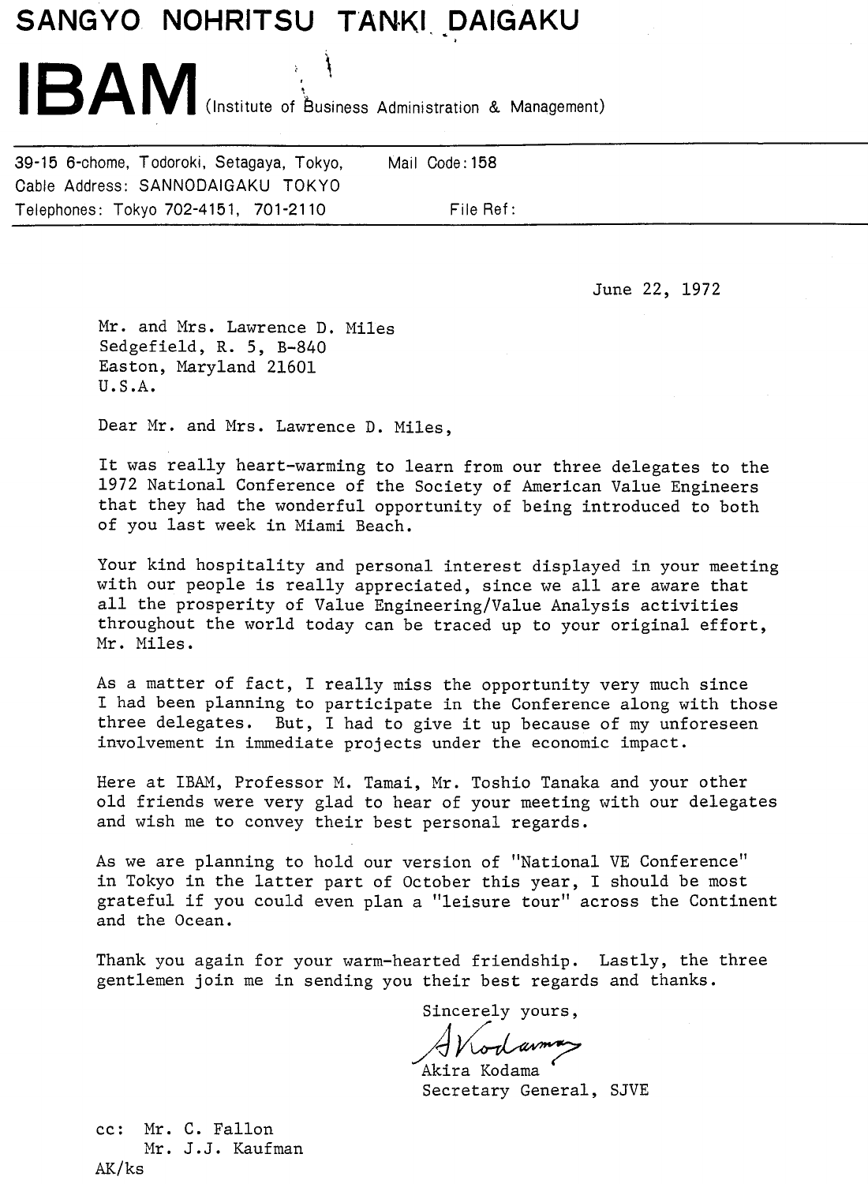# SANGYO NOHRITSU TANKI DAIGAKU

# IBAM (Institute of Business Administration & Management)

39-15 6-chome, Todoroki, Setagaya, Tokyo, Mail Code: 158
Cable Address: SANNODAIGAKU TOKYO
Telephones: Tokyo 702-4151, 701-2110 File Ref:

---

June 22, 1972

Mr. and Mrs. Lawrence D. Miles
Sedgefield, R. 5, B-840
Easton, Maryland 21601
U.S.A.

Dear Mr. and Mrs. Lawrence D. Miles,

It was really heart-warming to learn from our three delegates to the 1972 National Conference of the Society of American Value Engineers that they had the wonderful opportunity of being introduced to both of you last week in Miami Beach.

Your kind hospitality and personal interest displayed in your meeting with our people is really appreciated, since we all are aware that all the prosperity of Value Engineering/Value Analysis activities throughout the world today can be traced up to your original effort, Mr. Miles.

As a matter of fact, I really miss the opportunity very much since I had been planning to participate in the Conference along with those three delegates. But, I had to give it up because of my unforeseen involvement in immediate projects under the economic impact.

Here at IBAM, Professor M. Tamai, Mr. Toshio Tanaka and your other old friends were very glad to hear of your meeting with our delegates and wish me to convey their best personal regards.

As we are planning to hold our version of "National VE Conference" in Tokyo in the latter part of October this year, I should be most grateful if you could even plan a "leisure tour" across the Continent and the Ocean.

Thank you again for your warm-hearted friendship. Lastly, the three gentlemen join me in sending you their best regards and thanks.

Sincerely yours,

A Kodama

Akira Kodama
Secretary General, SJVE

cc: Mr. C. Fallon
Mr. J.J. Kaufman

AK/ks